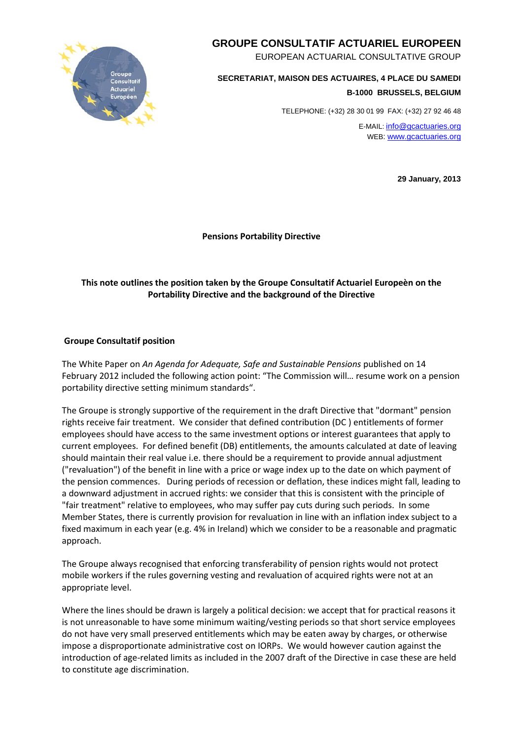# GROUPE CONSULTATIF ACTUARIEL EUROPEEN

EUROPEAN ACTUARIAL CONSULTATIVE GROUP

**SECRETARIAT, MAISON DES ACTUAIRES, 4 PLACE DU SAMEDI**
**B-1000 BRUSSELS, BELGIUM**

TELEPHONE: (+32) 28 30 01 99 FAX: (+32) 27 92 46 48

E-MAIL: info@gcactuaries.org
WEB: www.gcactuaries.org

**29 January, 2013**

## Pensions Portability Directive

**This note outlines the position taken by the Groupe Consultatif Actuariel Europeèn on the Portability Directive and the background of the Directive**

### Groupe Consultatif position

The White Paper on *An Agenda for Adequate, Safe and Sustainable Pensions* published on 14 February 2012 included the following action point: "The Commission will… resume work on a pension portability directive setting minimum standards".

The Groupe is strongly supportive of the requirement in the draft Directive that "dormant" pension rights receive fair treatment. We consider that defined contribution (DC ) entitlements of former employees should have access to the same investment options or interest guarantees that apply to current employees. For defined benefit (DB) entitlements, the amounts calculated at date of leaving should maintain their real value i.e. there should be a requirement to provide annual adjustment ("revaluation") of the benefit in line with a price or wage index up to the date on which payment of the pension commences. During periods of recession or deflation, these indices might fall, leading to a downward adjustment in accrued rights: we consider that this is consistent with the principle of "fair treatment" relative to employees, who may suffer pay cuts during such periods. In some Member States, there is currently provision for revaluation in line with an inflation index subject to a fixed maximum in each year (e.g. 4% in Ireland) which we consider to be a reasonable and pragmatic approach.

The Groupe always recognised that enforcing transferability of pension rights would not protect mobile workers if the rules governing vesting and revaluation of acquired rights were not at an appropriate level.

Where the lines should be drawn is largely a political decision: we accept that for practical reasons it is not unreasonable to have some minimum waiting/vesting periods so that short service employees do not have very small preserved entitlements which may be eaten away by charges, or otherwise impose a disproportionate administrative cost on IORPs. We would however caution against the introduction of age-related limits as included in the 2007 draft of the Directive in case these are held to constitute age discrimination.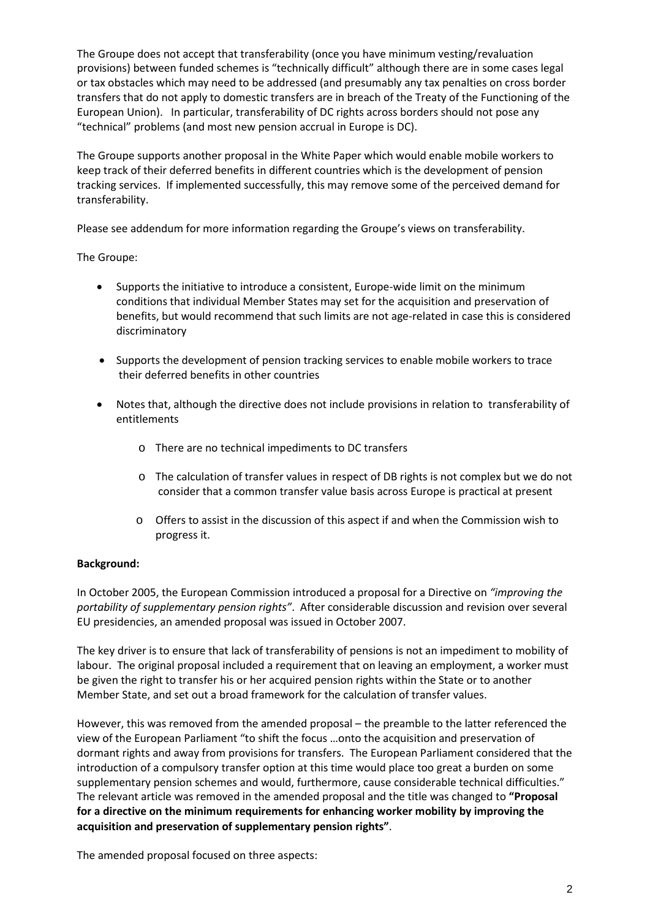The Groupe does not accept that transferability (once you have minimum vesting/revaluation provisions) between funded schemes is "technically difficult" although there are in some cases legal or tax obstacles which may need to be addressed (and presumably any tax penalties on cross border transfers that do not apply to domestic transfers are in breach of the Treaty of the Functioning of the European Union). In particular, transferability of DC rights across borders should not pose any "technical" problems (and most new pension accrual in Europe is DC).

The Groupe supports another proposal in the White Paper which would enable mobile workers to keep track of their deferred benefits in different countries which is the development of pension tracking services. If implemented successfully, this may remove some of the perceived demand for transferability.

Please see addendum for more information regarding the Groupe's views on transferability.

The Groupe:

- Supports the initiative to introduce a consistent, Europe-wide limit on the minimum conditions that individual Member States may set for the acquisition and preservation of benefits, but would recommend that such limits are not age-related in case this is considered discriminatory
- Supports the development of pension tracking services to enable mobile workers to trace their deferred benefits in other countries
- Notes that, although the directive does not include provisions in relation to transferability of entitlements
  - There are no technical impediments to DC transfers
  - The calculation of transfer values in respect of DB rights is not complex but we do not consider that a common transfer value basis across Europe is practical at present
  - Offers to assist in the discussion of this aspect if and when the Commission wish to progress it.

**Background:**

In October 2005, the European Commission introduced a proposal for a Directive on *"improving the portability of supplementary pension rights"*. After considerable discussion and revision over several EU presidencies, an amended proposal was issued in October 2007.

The key driver is to ensure that lack of transferability of pensions is not an impediment to mobility of labour. The original proposal included a requirement that on leaving an employment, a worker must be given the right to transfer his or her acquired pension rights within the State or to another Member State, and set out a broad framework for the calculation of transfer values.

However, this was removed from the amended proposal – the preamble to the latter referenced the view of the European Parliament "to shift the focus …onto the acquisition and preservation of dormant rights and away from provisions for transfers. The European Parliament considered that the introduction of a compulsory transfer option at this time would place too great a burden on some supplementary pension schemes and would, furthermore, cause considerable technical difficulties." The relevant article was removed in the amended proposal and the title was changed to **"Proposal for a directive on the minimum requirements for enhancing worker mobility by improving the acquisition and preservation of supplementary pension rights"**.

The amended proposal focused on three aspects: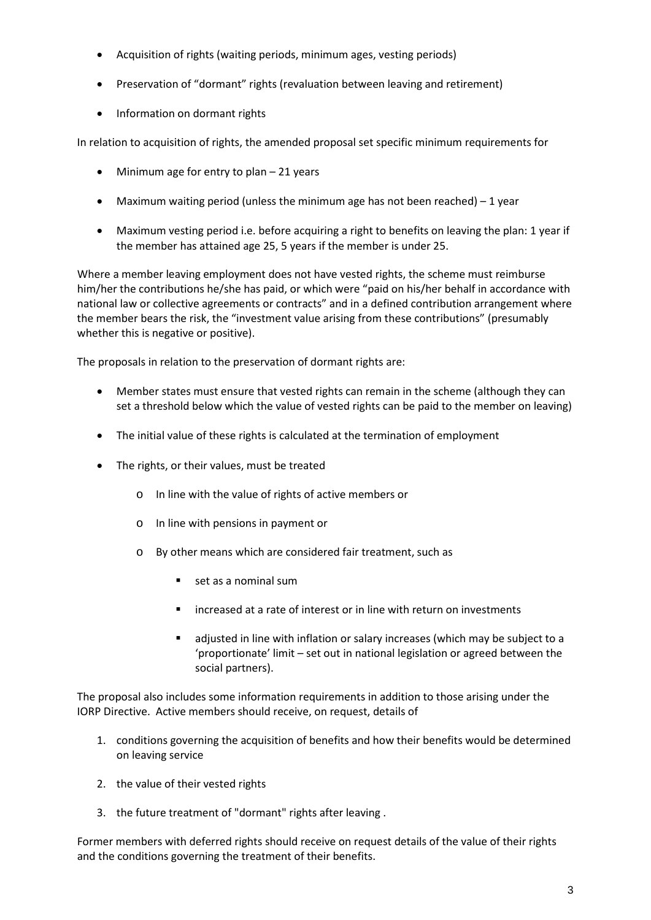- Acquisition of rights (waiting periods, minimum ages, vesting periods)
- Preservation of "dormant" rights (revaluation between leaving and retirement)
- Information on dormant rights

In relation to acquisition of rights, the amended proposal set specific minimum requirements for

- Minimum age for entry to plan – 21 years
- Maximum waiting period (unless the minimum age has not been reached) – 1 year
- Maximum vesting period i.e. before acquiring a right to benefits on leaving the plan: 1 year if the member has attained age 25, 5 years if the member is under 25.

Where a member leaving employment does not have vested rights, the scheme must reimburse him/her the contributions he/she has paid, or which were "paid on his/her behalf in accordance with national law or collective agreements or contracts" and in a defined contribution arrangement where the member bears the risk, the "investment value arising from these contributions" (presumably whether this is negative or positive).

The proposals in relation to the preservation of dormant rights are:

- Member states must ensure that vested rights can remain in the scheme (although they can set a threshold below which the value of vested rights can be paid to the member on leaving)
- The initial value of these rights is calculated at the termination of employment
- The rights, or their values, must be treated
  - In line with the value of rights of active members or
  - In line with pensions in payment or
  - By other means which are considered fair treatment, such as
    - set as a nominal sum
    - increased at a rate of interest or in line with return on investments
    - adjusted in line with inflation or salary increases (which may be subject to a 'proportionate' limit – set out in national legislation or agreed between the social partners).

The proposal also includes some information requirements in addition to those arising under the IORP Directive. Active members should receive, on request, details of

1. conditions governing the acquisition of benefits and how their benefits would be determined on leaving service
2. the value of their vested rights
3. the future treatment of "dormant" rights after leaving .

Former members with deferred rights should receive on request details of the value of their rights and the conditions governing the treatment of their benefits.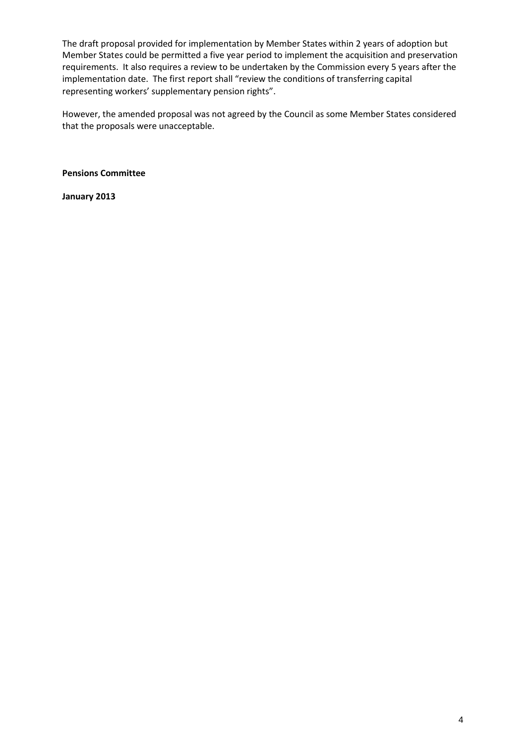The draft proposal provided for implementation by Member States within 2 years of adoption but Member States could be permitted a five year period to implement the acquisition and preservation requirements. It also requires a review to be undertaken by the Commission every 5 years after the implementation date. The first report shall "review the conditions of transferring capital representing workers' supplementary pension rights".

However, the amended proposal was not agreed by the Council as some Member States considered that the proposals were unacceptable.

**Pensions Committee**

**January 2013**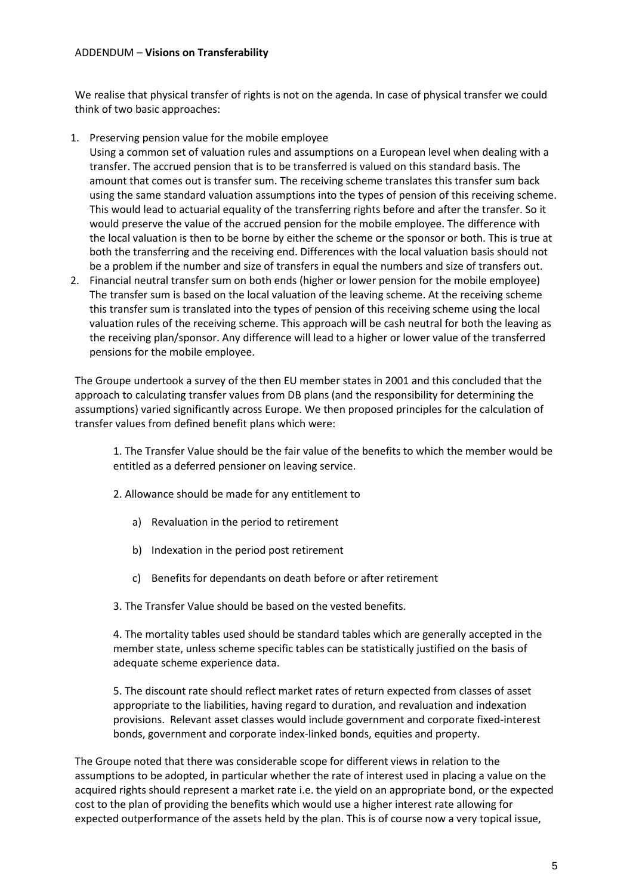ADDENDUM – **Visions on Transferability**

We realise that physical transfer of rights is not on the agenda. In case of physical transfer we could think of two basic approaches:

1. Preserving pension value for the mobile employee
   Using a common set of valuation rules and assumptions on a European level when dealing with a transfer. The accrued pension that is to be transferred is valued on this standard basis. The amount that comes out is transfer sum. The receiving scheme translates this transfer sum back using the same standard valuation assumptions into the types of pension of this receiving scheme. This would lead to actuarial equality of the transferring rights before and after the transfer. So it would preserve the value of the accrued pension for the mobile employee. The difference with the local valuation is then to be borne by either the scheme or the sponsor or both. This is true at both the transferring and the receiving end. Differences with the local valuation basis should not be a problem if the number and size of transfers in equal the numbers and size of transfers out.
2. Financial neutral transfer sum on both ends (higher or lower pension for the mobile employee)
   The transfer sum is based on the local valuation of the leaving scheme. At the receiving scheme this transfer sum is translated into the types of pension of this receiving scheme using the local valuation rules of the receiving scheme. This approach will be cash neutral for both the leaving as the receiving plan/sponsor. Any difference will lead to a higher or lower value of the transferred pensions for the mobile employee.

The Groupe undertook a survey of the then EU member states in 2001 and this concluded that the approach to calculating transfer values from DB plans (and the responsibility for determining the assumptions) varied significantly across Europe. We then proposed principles for the calculation of transfer values from defined benefit plans which were:

> 1. The Transfer Value should be the fair value of the benefits to which the member would be entitled as a deferred pensioner on leaving service.
>
> 2. Allowance should be made for any entitlement to
>
>    a) Revaluation in the period to retirement
>
>    b) Indexation in the period post retirement
>
>    c) Benefits for dependants on death before or after retirement
>
> 3. The Transfer Value should be based on the vested benefits.
>
> 4. The mortality tables used should be standard tables which are generally accepted in the member state, unless scheme specific tables can be statistically justified on the basis of adequate scheme experience data.
>
> 5. The discount rate should reflect market rates of return expected from classes of asset appropriate to the liabilities, having regard to duration, and revaluation and indexation provisions. Relevant asset classes would include government and corporate fixed-interest bonds, government and corporate index-linked bonds, equities and property.

The Groupe noted that there was considerable scope for different views in relation to the assumptions to be adopted, in particular whether the rate of interest used in placing a value on the acquired rights should represent a market rate i.e. the yield on an appropriate bond, or the expected cost to the plan of providing the benefits which would use a higher interest rate allowing for expected outperformance of the assets held by the plan. This is of course now a very topical issue,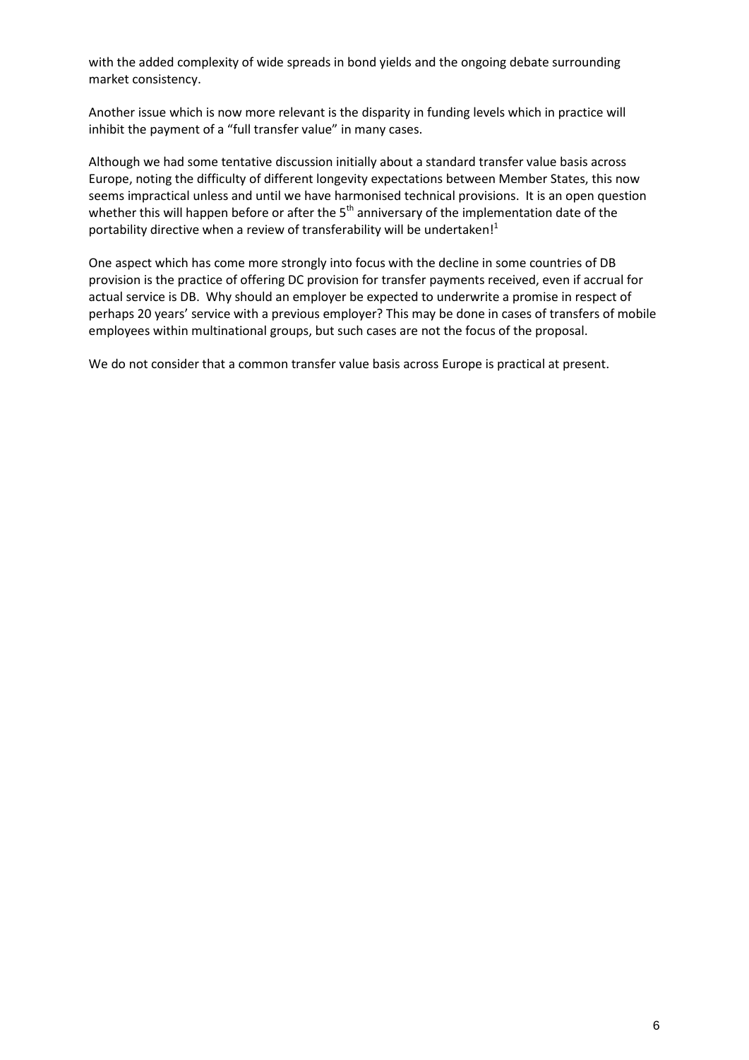with the added complexity of wide spreads in bond yields and the ongoing debate surrounding market consistency.

Another issue which is now more relevant is the disparity in funding levels which in practice will inhibit the payment of a "full transfer value" in many cases.

Although we had some tentative discussion initially about a standard transfer value basis across Europe, noting the difficulty of different longevity expectations between Member States, this now seems impractical unless and until we have harmonised technical provisions. It is an open question whether this will happen before or after the 5th anniversary of the implementation date of the portability directive when a review of transferability will be undertaken![1]

One aspect which has come more strongly into focus with the decline in some countries of DB provision is the practice of offering DC provision for transfer payments received, even if accrual for actual service is DB. Why should an employer be expected to underwrite a promise in respect of perhaps 20 years' service with a previous employer? This may be done in cases of transfers of mobile employees within multinational groups, but such cases are not the focus of the proposal.

We do not consider that a common transfer value basis across Europe is practical at present.